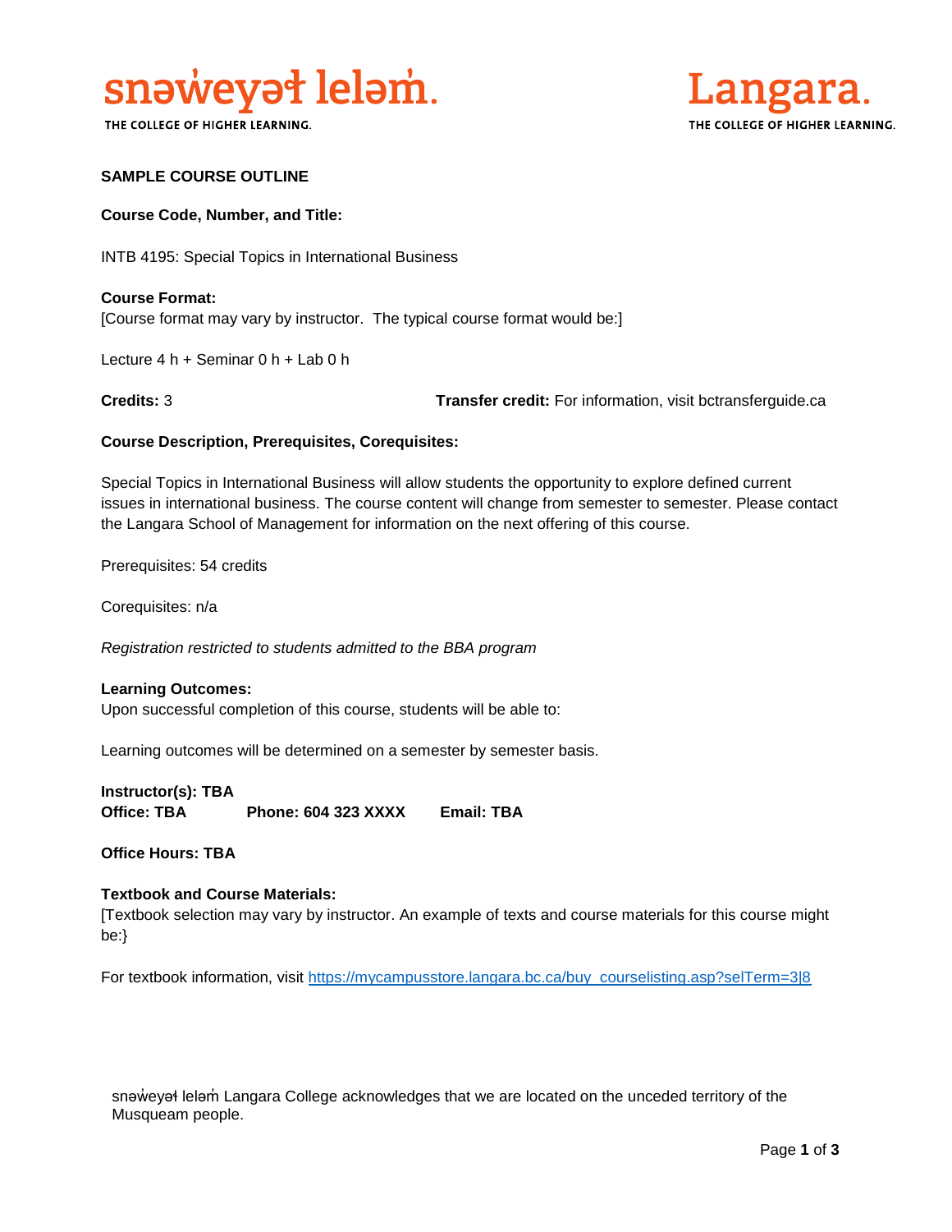snəw̓eyəɬ leləm̓.

THE COLLEGE OF HIGHER LEARNING.

Langara.

THE COLLEGE OF HIGHER LEARNING.

**SAMPLE COURSE OUTLINE**

**Course Code, Number, and Title:**

INTB 4195: Special Topics in International Business

**Course Format:**
[Course format may vary by instructor. The typical course format would be:]

Lecture 4 h + Seminar 0 h + Lab 0 h

**Credits:** 3 **Transfer credit:** For information, visit bctransferguide.ca

**Course Description, Prerequisites, Corequisites:**

Special Topics in International Business will allow students the opportunity to explore defined current issues in international business. The course content will change from semester to semester. Please contact the Langara School of Management for information on the next offering of this course.

Prerequisites: 54 credits

Corequisites: n/a

*Registration restricted to students admitted to the BBA program*

**Learning Outcomes:**
Upon successful completion of this course, students will be able to:

Learning outcomes will be determined on a semester by semester basis.

**Instructor(s): TBA**
**Office: TBA Phone: 604 323 XXXX Email: TBA**

**Office Hours: TBA**

**Textbook and Course Materials:**
[Textbook selection may vary by instructor. An example of texts and course materials for this course might be:}

For textbook information, visit https://mycampusstore.langara.bc.ca/buy_courselisting.asp?selTerm=3|8

snəw̓eyəɬ leləm̓ Langara College acknowledges that we are located on the unceded territory of the Musqueam people.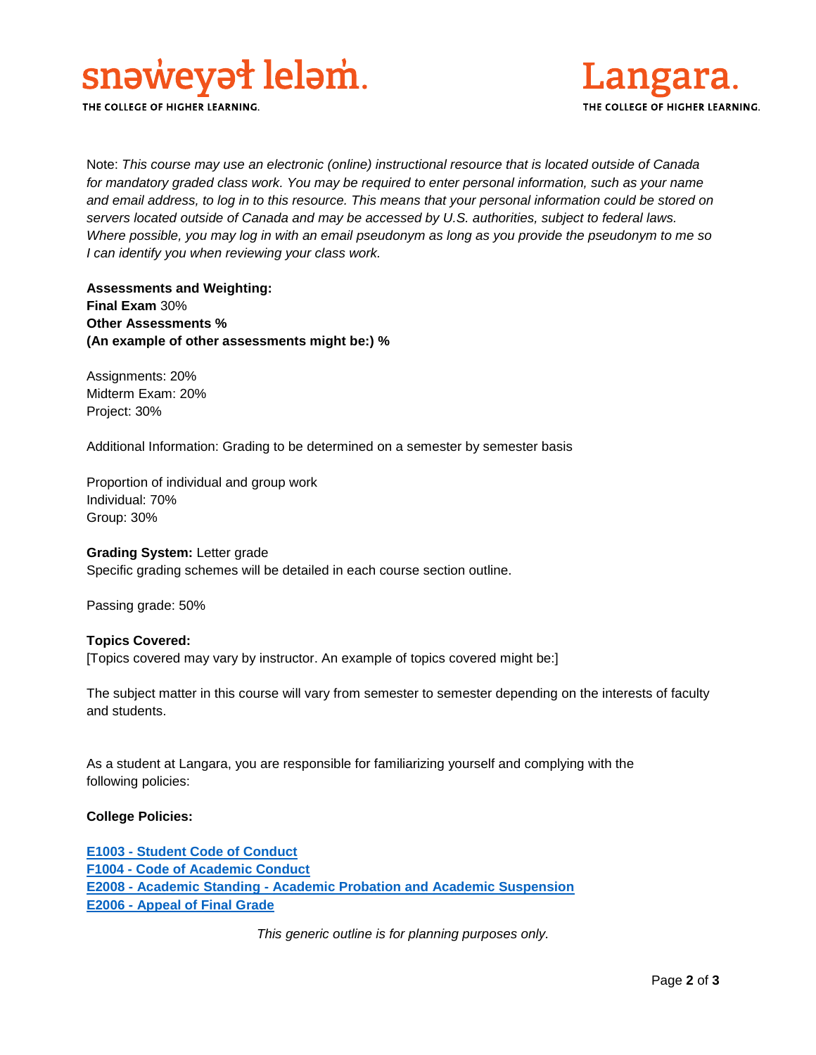Note: *This course may use an electronic (online) instructional resource that is located outside of Canada for mandatory graded class work. You may be required to enter personal information, such as your name and email address, to log in to this resource. This means that your personal information could be stored on servers located outside of Canada and may be accessed by U.S. authorities, subject to federal laws. Where possible, you may log in with an email pseudonym as long as you provide the pseudonym to me so I can identify you when reviewing your class work.*

**Assessments and Weighting:**
**Final Exam** 30%
**Other Assessments %**
**(An example of other assessments might be:) %**

Assignments: 20%
Midterm Exam: 20%
Project: 30%

Additional Information: Grading to be determined on a semester by semester basis

Proportion of individual and group work
Individual: 70%
Group: 30%

**Grading System:** Letter grade
Specific grading schemes will be detailed in each course section outline.

Passing grade: 50%

**Topics Covered:**
[Topics covered may vary by instructor. An example of topics covered might be:]

The subject matter in this course will vary from semester to semester depending on the interests of faculty and students.

As a student at Langara, you are responsible for familiarizing yourself and complying with the following policies:

**College Policies:**

**E1003 - Student Code of Conduct**
**F1004 - Code of Academic Conduct**
**E2008 - Academic Standing - Academic Probation and Academic Suspension**
**E2006 - Appeal of Final Grade**

*This generic outline is for planning purposes only.*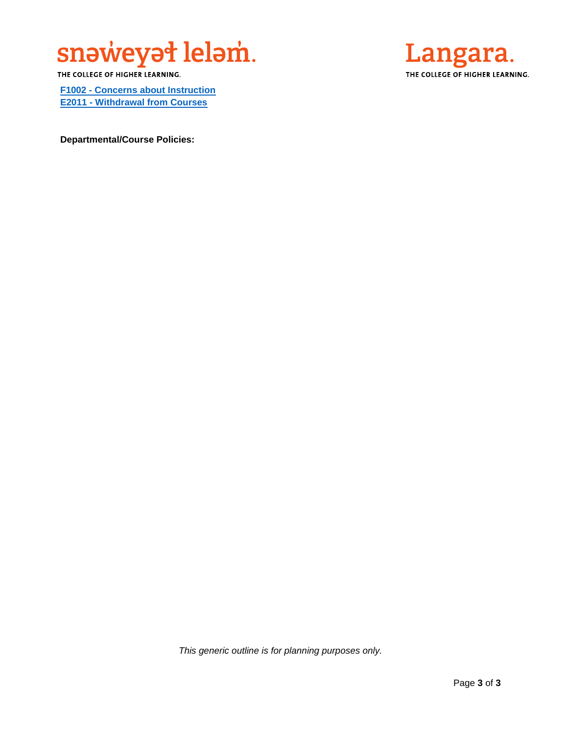[F1002 - Concerns about Instruction](#)
[E2011 - Withdrawal from Courses](#)

**Departmental/Course Policies:**

*This generic outline is for planning purposes only.*